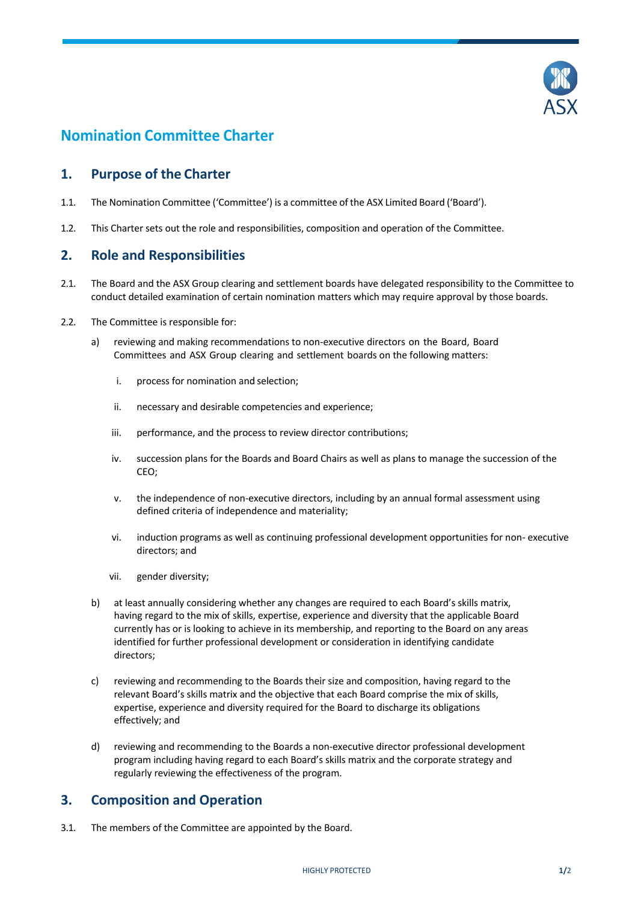# Nomination Committee Charter

## 1. Purpose of the Charter

1.1. The Nomination Committee ('Committee') is a committee of the ASX Limited Board ('Board').

1.2. This Charter sets out the role and responsibilities, composition and operation of the Committee.

## 2. Role and Responsibilities

2.1. The Board and the ASX Group clearing and settlement boards have delegated responsibility to the Committee to conduct detailed examination of certain nomination matters which may require approval by those boards.

2.2. The Committee is responsible for:

a) reviewing and making recommendations to non-executive directors on the Board, Board Committees and ASX Group clearing and settlement boards on the following matters:

   i. process for nomination and selection;

   ii. necessary and desirable competencies and experience;

   iii. performance, and the process to review director contributions;

   iv. succession plans for the Boards and Board Chairs as well as plans to manage the succession of the CEO;

   v. the independence of non-executive directors, including by an annual formal assessment using defined criteria of independence and materiality;

   vi. induction programs as well as continuing professional development opportunities for non- executive directors; and

   vii. gender diversity;

b) at least annually considering whether any changes are required to each Board's skills matrix, having regard to the mix of skills, expertise, experience and diversity that the applicable Board currently has or is looking to achieve in its membership, and reporting to the Board on any areas identified for further professional development or consideration in identifying candidate directors;

c) reviewing and recommending to the Boards their size and composition, having regard to the relevant Board's skills matrix and the objective that each Board comprise the mix of skills, expertise, experience and diversity required for the Board to discharge its obligations effectively; and

d) reviewing and recommending to the Boards a non-executive director professional development program including having regard to each Board's skills matrix and the corporate strategy and regularly reviewing the effectiveness of the program.

## 3. Composition and Operation

3.1. The members of the Committee are appointed by the Board.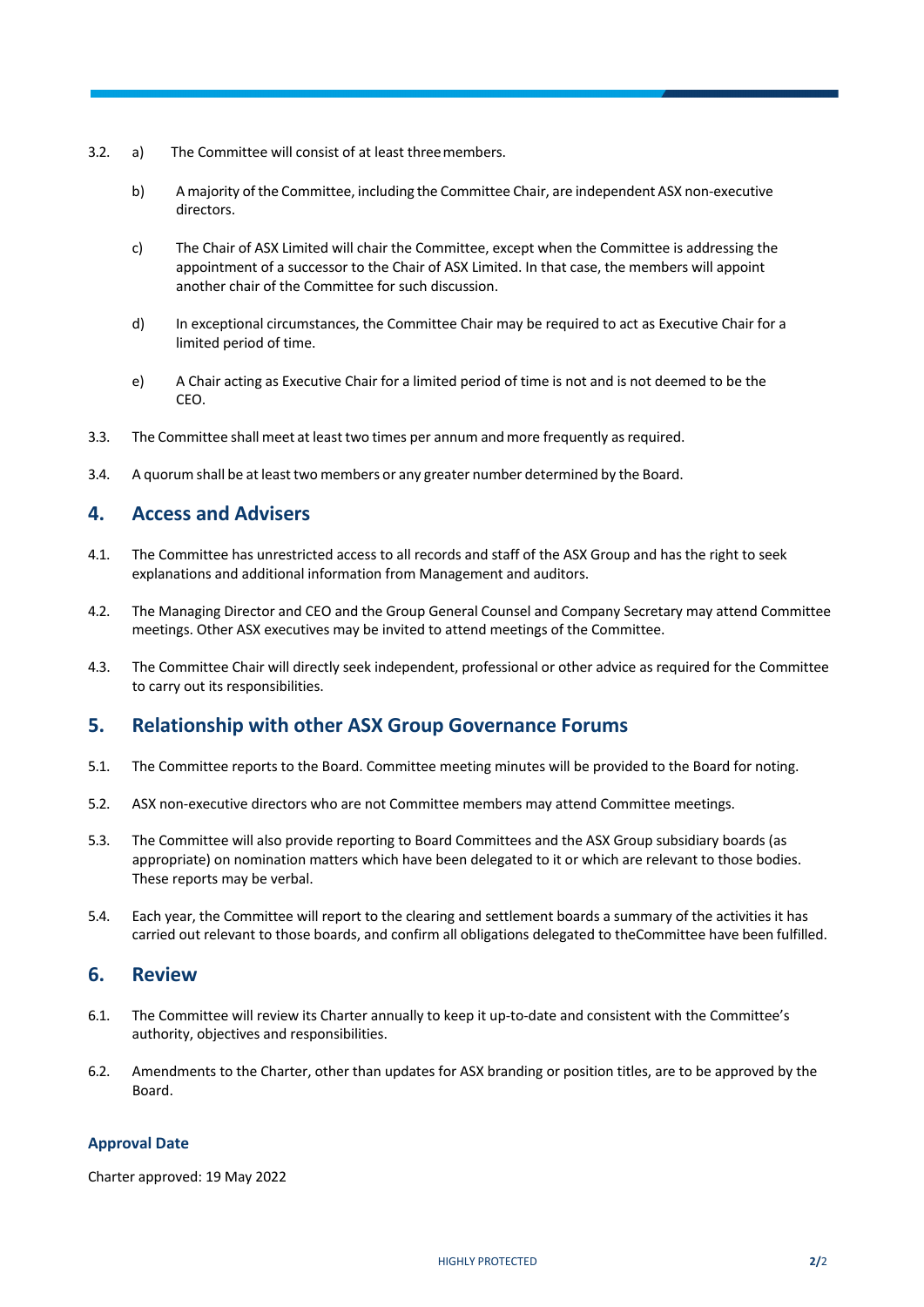3.2. a) The Committee will consist of at least three members.

b) A majority of the Committee, including the Committee Chair, are independent ASX non-executive directors.

c) The Chair of ASX Limited will chair the Committee, except when the Committee is addressing the appointment of a successor to the Chair of ASX Limited. In that case, the members will appoint another chair of the Committee for such discussion.

d) In exceptional circumstances, the Committee Chair may be required to act as Executive Chair for a limited period of time.

e) A Chair acting as Executive Chair for a limited period of time is not and is not deemed to be the CEO.

3.3. The Committee shall meet at least two times per annum and more frequently as required.

3.4. A quorum shall be at least two members or any greater number determined by the Board.

## 4. Access and Advisers

4.1. The Committee has unrestricted access to all records and staff of the ASX Group and has the right to seek explanations and additional information from Management and auditors.

4.2. The Managing Director and CEO and the Group General Counsel and Company Secretary may attend Committee meetings. Other ASX executives may be invited to attend meetings of the Committee.

4.3. The Committee Chair will directly seek independent, professional or other advice as required for the Committee to carry out its responsibilities.

## 5. Relationship with other ASX Group Governance Forums

5.1. The Committee reports to the Board. Committee meeting minutes will be provided to the Board for noting.

5.2. ASX non-executive directors who are not Committee members may attend Committee meetings.

5.3. The Committee will also provide reporting to Board Committees and the ASX Group subsidiary boards (as appropriate) on nomination matters which have been delegated to it or which are relevant to those bodies. These reports may be verbal.

5.4. Each year, the Committee will report to the clearing and settlement boards a summary of the activities it has carried out relevant to those boards, and confirm all obligations delegated to theCommittee have been fulfilled.

## 6. Review

6.1. The Committee will review its Charter annually to keep it up-to-date and consistent with the Committee's authority, objectives and responsibilities.

6.2. Amendments to the Charter, other than updates for ASX branding or position titles, are to be approved by the Board.

### Approval Date

Charter approved: 19 May 2022